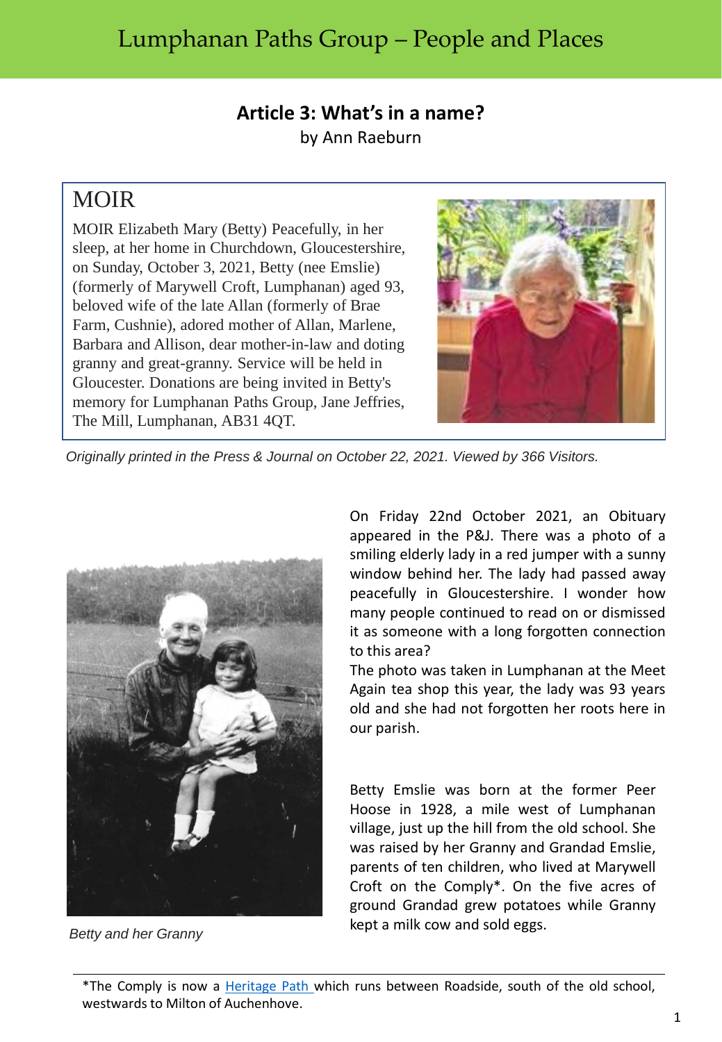# Lumphanan Paths Group – People and Places

## Article 3: What's in a name?

by Ann Raeburn

### MOIR

MOIR Elizabeth Mary (Betty) Peacefully, in her sleep, at her home in Churchdown, Gloucestershire, on Sunday, October 3, 2021, Betty (nee Emslie) (formerly of Marywell Croft, Lumphanan) aged 93, beloved wife of the late Allan (formerly of Brae Farm, Cushnie), adored mother of Allan, Marlene, Barbara and Allison, dear mother-in-law and doting granny and great-granny. Service will be held in Gloucester. Donations are being invited in Betty's memory for Lumphanan Paths Group, Jane Jeffries, The Mill, Lumphanan, AB31 4QT.

*Originally printed in the Press & Journal on October 22, 2021. Viewed by 366 Visitors.*

On Friday 22nd October 2021, an Obituary appeared in the P&J. There was a photo of a smiling elderly lady in a red jumper with a sunny window behind her. The lady had passed away peacefully in Gloucestershire. I wonder how many people continued to read on or dismissed it as someone with a long forgotten connection to this area?

The photo was taken in Lumphanan at the Meet Again tea shop this year, the lady was 93 years old and she had not forgotten her roots here in our parish.

Betty Emslie was born at the former Peer Hoose in 1928, a mile west of Lumphanan village, just up the hill from the old school. She was raised by her Granny and Grandad Emslie, parents of ten children, who lived at Marywell Croft on the Comply*. On the five acres of ground Grandad grew potatoes while Granny kept a milk cow and sold eggs.

*Betty and her Granny*

*The Comply is now a Heritage Path which runs between Roadside, south of the old school, westwards to Milton of Auchenhove.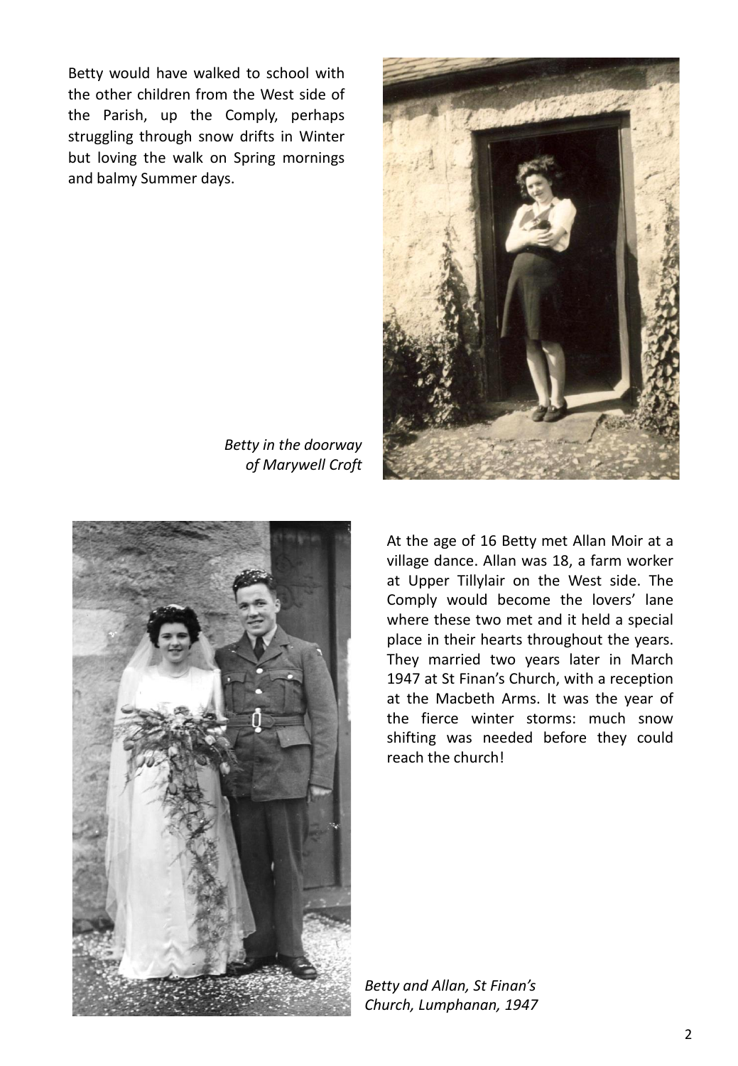Betty would have walked to school with the other children from the West side of the Parish, up the Comply, perhaps struggling through snow drifts in Winter but loving the walk on Spring mornings and balmy Summer days.

*Betty in the doorway of Marywell Croft*

At the age of 16 Betty met Allan Moir at a village dance. Allan was 18, a farm worker at Upper Tillylair on the West side. The Comply would become the lovers' lane where these two met and it held a special place in their hearts throughout the years. They married two years later in March 1947 at St Finan's Church, with a reception at the Macbeth Arms. It was the year of the fierce winter storms: much snow shifting was needed before they could reach the church!

*Betty and Allan, St Finan's Church, Lumphanan, 1947*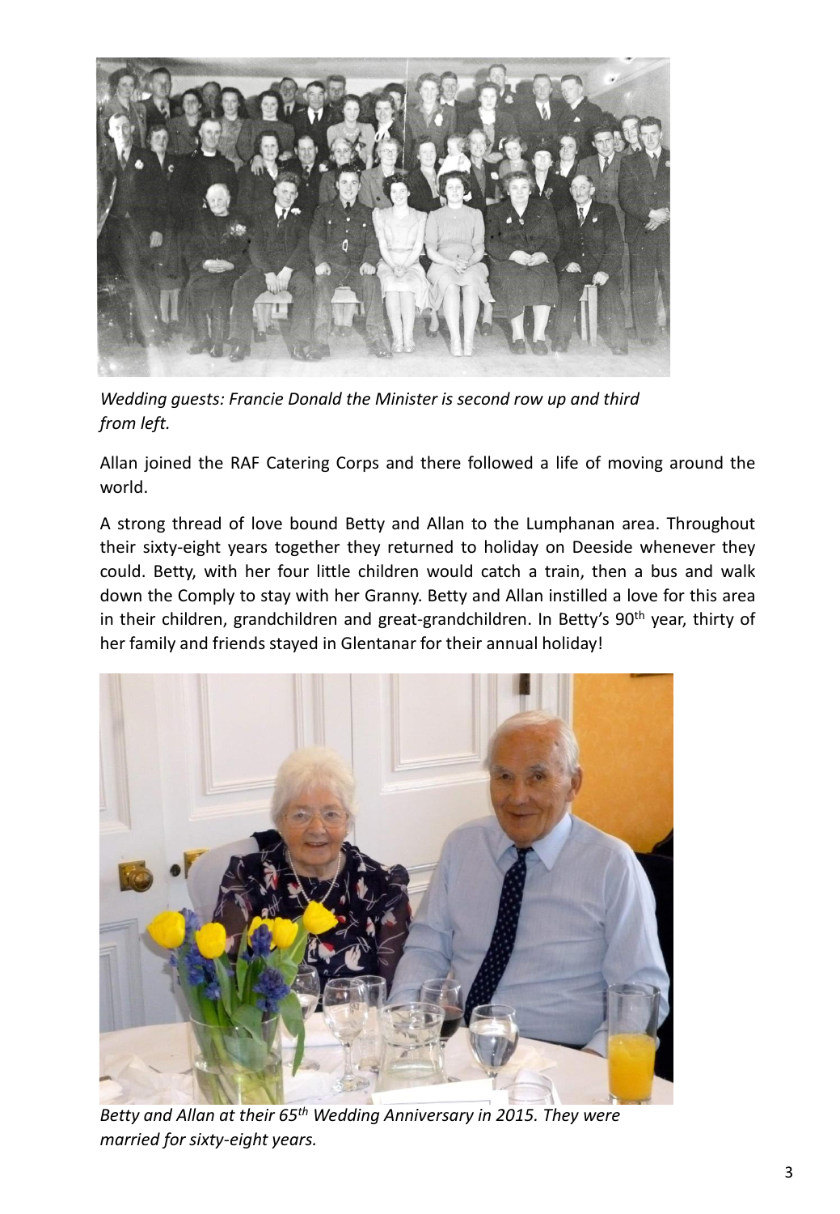*Wedding guests: Francie Donald the Minister is second row up and third from left.*

Allan joined the RAF Catering Corps and there followed a life of moving around the world.

A strong thread of love bound Betty and Allan to the Lumphanan area. Throughout their sixty-eight years together they returned to holiday on Deeside whenever they could. Betty, with her four little children would catch a train, then a bus and walk down the Comply to stay with her Granny. Betty and Allan instilled a love for this area in their children, grandchildren and great-grandchildren. In Betty's 90th year, thirty of her family and friends stayed in Glentanar for their annual holiday!

*Betty and Allan at their 65th Wedding Anniversary in 2015. They were married for sixty-eight years.*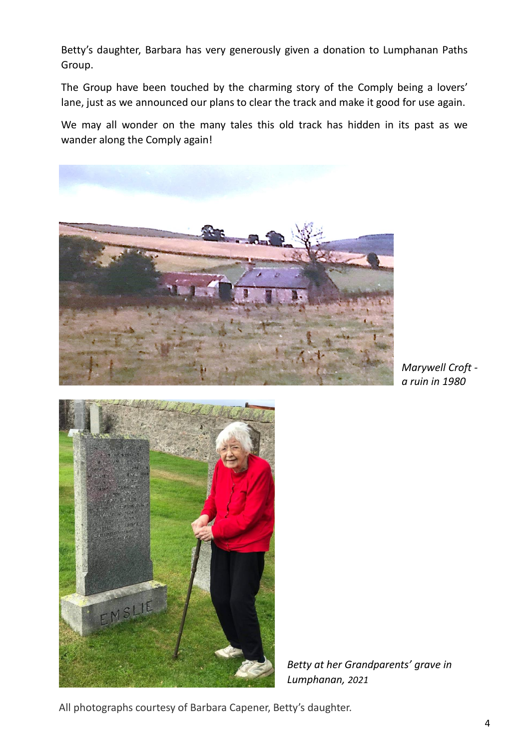Betty's daughter, Barbara has very generously given a donation to Lumphanan Paths Group.

The Group have been touched by the charming story of the Comply being a lovers' lane, just as we announced our plans to clear the track and make it good for use again.

We may all wonder on the many tales this old track has hidden in its past as we wander along the Comply again!

*Marywell Croft - a ruin in 1980*

*Betty at her Grandparents' grave in Lumphanan, 2021*

All photographs courtesy of Barbara Capener, Betty's daughter.